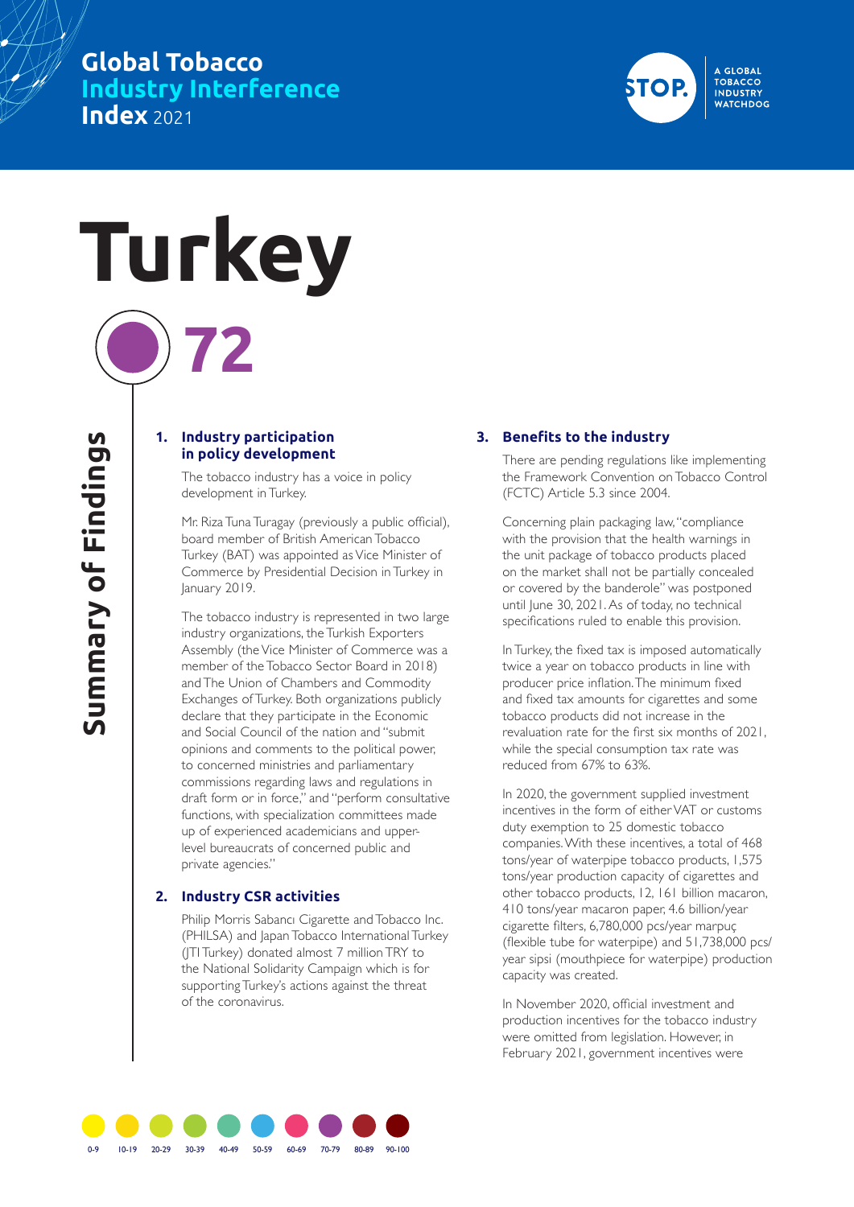Global Tobacco **Industry Interference** **Index** 2021

STOP. A GLOBAL TOBACCO INDUSTRY WATCHDOG

# Turkey

**72**

## Summary of Findings

### 1. Industry participation in policy development

The tobacco industry has a voice in policy development in Turkey.

Mr. Riza Tuna Turagay (previously a public official), board member of British American Tobacco Turkey (BAT) was appointed as Vice Minister of Commerce by Presidential Decision in Turkey in January 2019.

The tobacco industry is represented in two large industry organizations, the Turkish Exporters Assembly (the Vice Minister of Commerce was a member of the Tobacco Sector Board in 2018) and The Union of Chambers and Commodity Exchanges of Turkey. Both organizations publicly declare that they participate in the Economic and Social Council of the nation and "submit opinions and comments to the political power, to concerned ministries and parliamentary commissions regarding laws and regulations in draft form or in force," and "perform consultative functions, with specialization committees made up of experienced academicians and upper-level bureaucrats of concerned public and private agencies."

### 2. Industry CSR activities

Philip Morris Sabancı Cigarette and Tobacco Inc. (PHILSA) and Japan Tobacco International Turkey (JTI Turkey) donated almost 7 million TRY to the National Solidarity Campaign which is for supporting Turkey's actions against the threat of the coronavirus.

### 3. Benefits to the industry

There are pending regulations like implementing the Framework Convention on Tobacco Control (FCTC) Article 5.3 since 2004.

Concerning plain packaging law, "compliance with the provision that the health warnings in the unit package of tobacco products placed on the market shall not be partially concealed or covered by the banderole" was postponed until June 30, 2021. As of today, no technical specifications ruled to enable this provision.

In Turkey, the fixed tax is imposed automatically twice a year on tobacco products in line with producer price inflation. The minimum fixed and fixed tax amounts for cigarettes and some tobacco products did not increase in the revaluation rate for the first six months of 2021, while the special consumption tax rate was reduced from 67% to 63%.

In 2020, the government supplied investment incentives in the form of either VAT or customs duty exemption to 25 domestic tobacco companies. With these incentives, a total of 468 tons/year of waterpipe tobacco products, 1,575 tons/year production capacity of cigarettes and other tobacco products, 12,161 billion macaron, 410 tons/year macaron paper, 4.6 billion/year cigarette filters, 6,780,000 pcs/year marpuç (flexible tube for waterpipe) and 51,738,000 pcs/year sipsi (mouthpiece for waterpipe) production capacity was created.

In November 2020, official investment and production incentives for the tobacco industry were omitted from legislation. However, in February 2021, government incentives were

0-9 | 10-19 | 20-29 | 30-39 | 40-49 | 50-59 | 60-69 | 70-79 | 80-89 | 90-100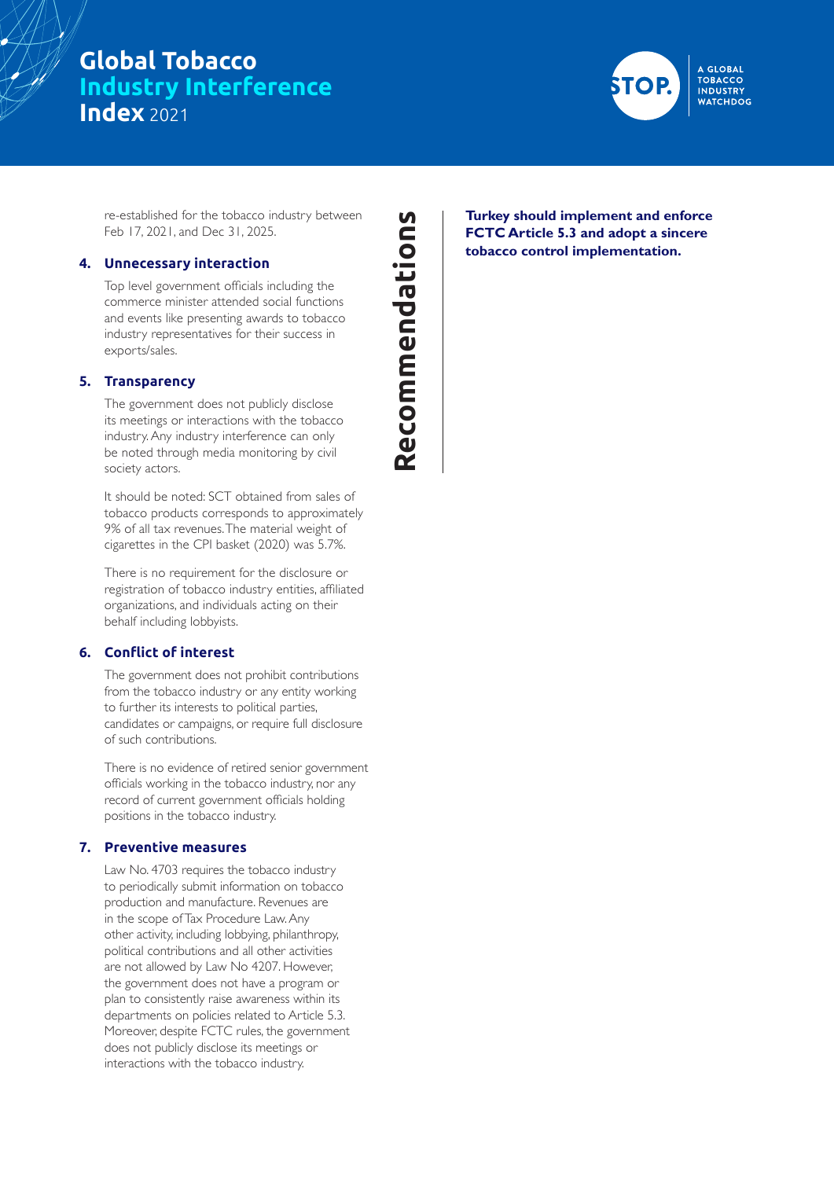re-established for the tobacco industry between Feb 17, 2021, and Dec 31, 2025.

### 4. Unnecessary interaction

Top level government officials including the commerce minister attended social functions and events like presenting awards to tobacco industry representatives for their success in exports/sales.

### 5. Transparency

The government does not publicly disclose its meetings or interactions with the tobacco industry. Any industry interference can only be noted through media monitoring by civil society actors.

It should be noted: SCT obtained from sales of tobacco products corresponds to approximately 9% of all tax revenues. The material weight of cigarettes in the CPI basket (2020) was 5.7%.

There is no requirement for the disclosure or registration of tobacco industry entities, affiliated organizations, and individuals acting on their behalf including lobbyists.

### 6. Conflict of interest

The government does not prohibit contributions from the tobacco industry or any entity working to further its interests to political parties, candidates or campaigns, or require full disclosure of such contributions.

There is no evidence of retired senior government officials working in the tobacco industry, nor any record of current government officials holding positions in the tobacco industry.

### 7. Preventive measures

Law No. 4703 requires the tobacco industry to periodically submit information on tobacco production and manufacture. Revenues are in the scope of Tax Procedure Law. Any other activity, including lobbying, philanthropy, political contributions and all other activities are not allowed by Law No 4207. However, the government does not have a program or plan to consistently raise awareness within its departments on policies related to Article 5.3. Moreover, despite FCTC rules, the government does not publicly disclose its meetings or interactions with the tobacco industry.

## Recommendations

**Turkey should implement and enforce FCTC Article 5.3 and adopt a sincere tobacco control implementation.**